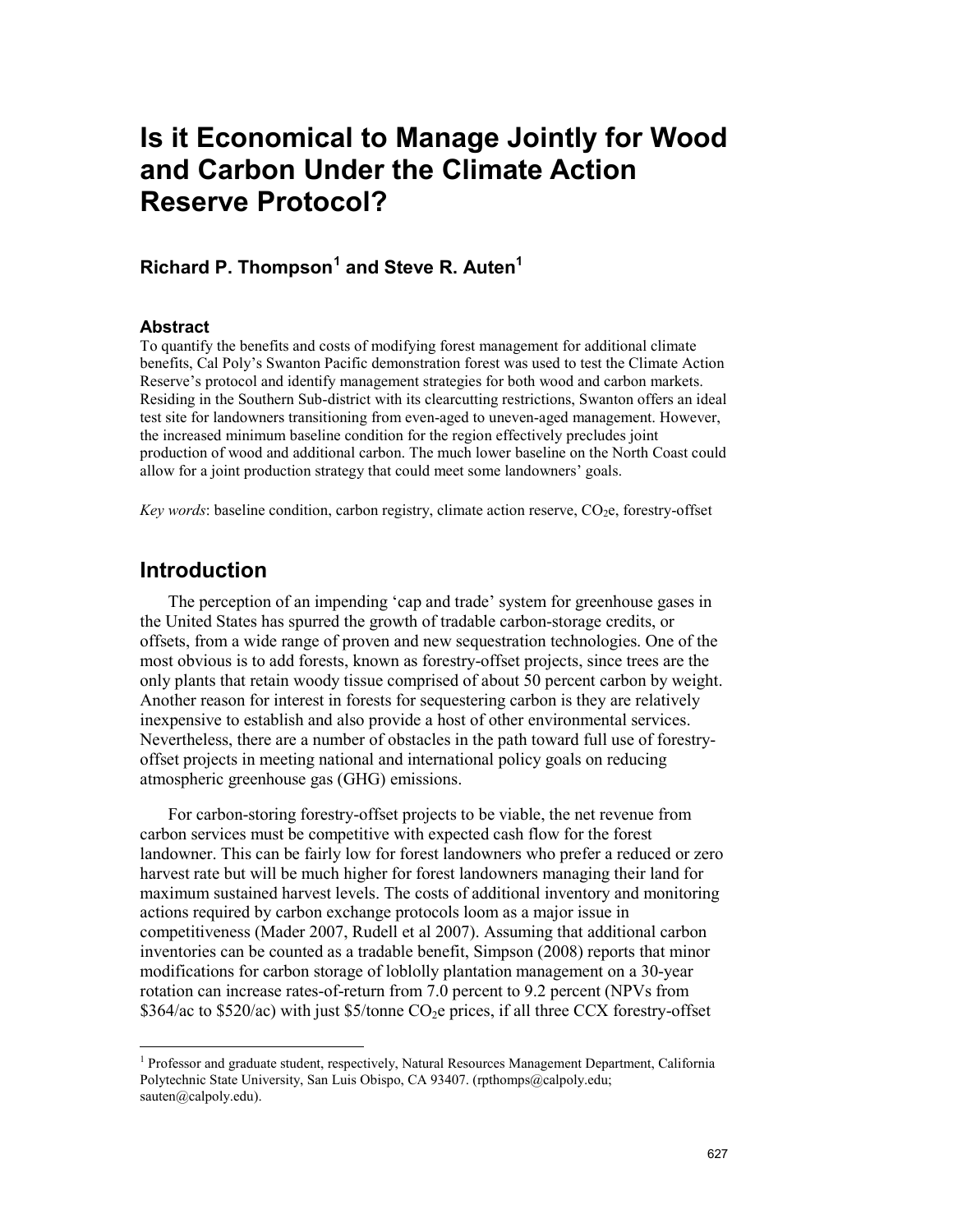# Is it Economical to Manage Jointly for Wood and Carbon Under the Climate Action Reserve Protocol?

**Richard P. Thompson[1] and Steve R. Auten[1]**

### Abstract

To quantify the benefits and costs of modifying forest management for additional climate benefits, Cal Poly's Swanton Pacific demonstration forest was used to test the Climate Action Reserve's protocol and identify management strategies for both wood and carbon markets. Residing in the Southern Sub-district with its clearcutting restrictions, Swanton offers an ideal test site for landowners transitioning from even-aged to uneven-aged management. However, the increased minimum baseline condition for the region effectively precludes joint production of wood and additional carbon. The much lower baseline on the North Coast could allow for a joint production strategy that could meet some landowners' goals.

*Key words*: baseline condition, carbon registry, climate action reserve, $CO_2$e, forestry-offset

## Introduction

The perception of an impending 'cap and trade' system for greenhouse gases in the United States has spurred the growth of tradable carbon-storage credits, or offsets, from a wide range of proven and new sequestration technologies. One of the most obvious is to add forests, known as forestry-offset projects, since trees are the only plants that retain woody tissue comprised of about 50 percent carbon by weight. Another reason for interest in forests for sequestering carbon is they are relatively inexpensive to establish and also provide a host of other environmental services. Nevertheless, there are a number of obstacles in the path toward full use of forestry-offset projects in meeting national and international policy goals on reducing atmospheric greenhouse gas (GHG) emissions.

For carbon-storing forestry-offset projects to be viable, the net revenue from carbon services must be competitive with expected cash flow for the forest landowner. This can be fairly low for forest landowners who prefer a reduced or zero harvest rate but will be much higher for forest landowners managing their land for maximum sustained harvest levels. The costs of additional inventory and monitoring actions required by carbon exchange protocols loom as a major issue in competitiveness (Mader 2007, Rudell et al 2007). Assuming that additional carbon inventories can be counted as a tradable benefit, Simpson (2008) reports that minor modifications for carbon storage of loblolly plantation management on a 30-year rotation can increase rates-of-return from 7.0 percent to 9.2 percent (NPVs from \$364/ac to \$520/ac) with just \$5/tonne $CO_2$e prices, if all three CCX forestry-offset

---

[1] Professor and graduate student, respectively, Natural Resources Management Department, California Polytechnic State University, San Luis Obispo, CA 93407. (rpthomps@calpoly.edu; sauten@calpoly.edu).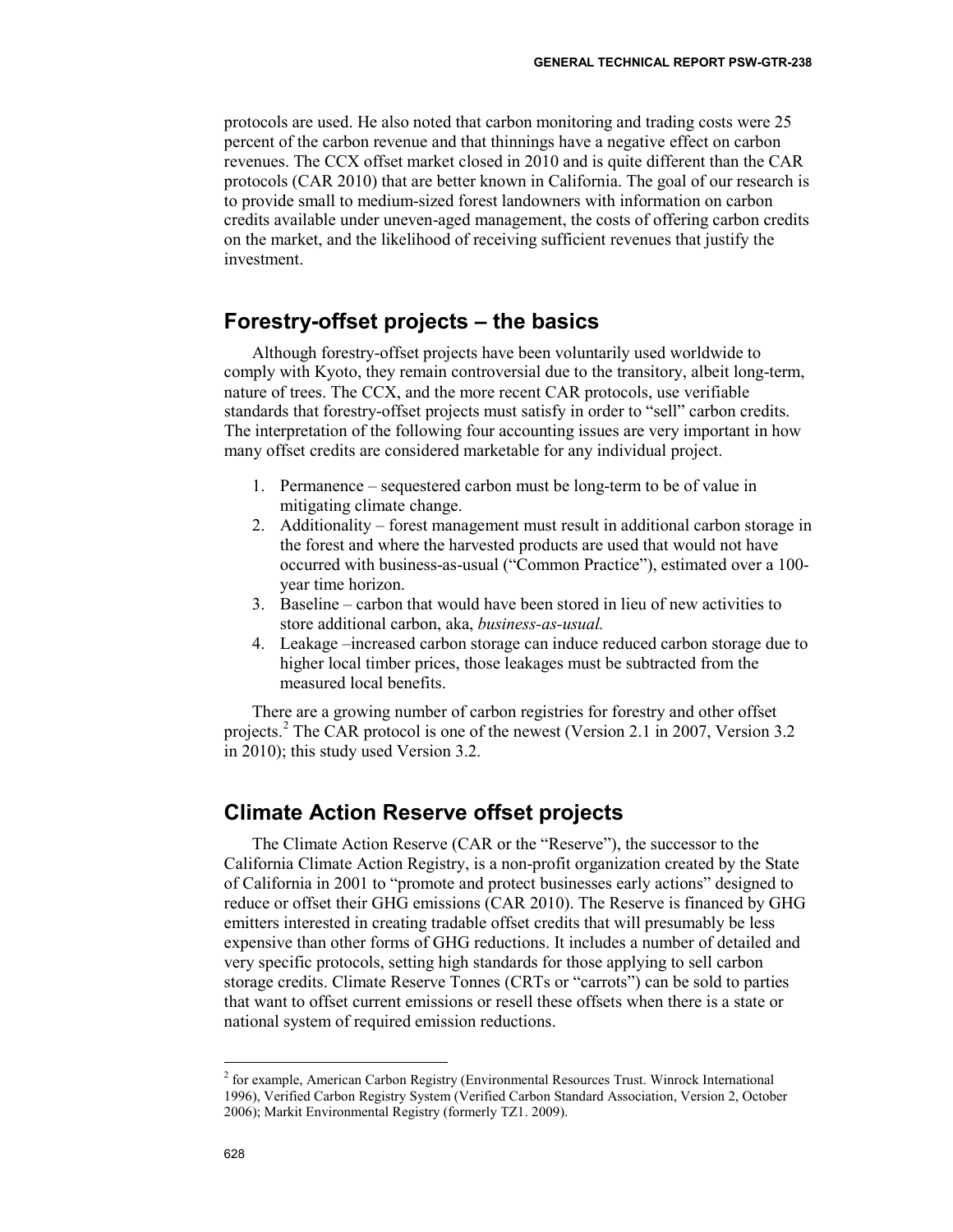protocols are used. He also noted that carbon monitoring and trading costs were 25 percent of the carbon revenue and that thinnings have a negative effect on carbon revenues. The CCX offset market closed in 2010 and is quite different than the CAR protocols (CAR 2010) that are better known in California. The goal of our research is to provide small to medium-sized forest landowners with information on carbon credits available under uneven-aged management, the costs of offering carbon credits on the market, and the likelihood of receiving sufficient revenues that justify the investment.

## Forestry-offset projects – the basics

Although forestry-offset projects have been voluntarily used worldwide to comply with Kyoto, they remain controversial due to the transitory, albeit long-term, nature of trees. The CCX, and the more recent CAR protocols, use verifiable standards that forestry-offset projects must satisfy in order to "sell" carbon credits. The interpretation of the following four accounting issues are very important in how many offset credits are considered marketable for any individual project.

1. Permanence – sequestered carbon must be long-term to be of value in mitigating climate change.
2. Additionality – forest management must result in additional carbon storage in the forest and where the harvested products are used that would not have occurred with business-as-usual ("Common Practice"), estimated over a 100-year time horizon.
3. Baseline – carbon that would have been stored in lieu of new activities to store additional carbon, aka, *business-as-usual.*
4. Leakage –increased carbon storage can induce reduced carbon storage due to higher local timber prices, those leakages must be subtracted from the measured local benefits.

There are a growing number of carbon registries for forestry and other offset projects.[2] The CAR protocol is one of the newest (Version 2.1 in 2007, Version 3.2 in 2010); this study used Version 3.2.

## Climate Action Reserve offset projects

The Climate Action Reserve (CAR or the "Reserve"), the successor to the California Climate Action Registry, is a non-profit organization created by the State of California in 2001 to "promote and protect businesses early actions" designed to reduce or offset their GHG emissions (CAR 2010). The Reserve is financed by GHG emitters interested in creating tradable offset credits that will presumably be less expensive than other forms of GHG reductions. It includes a number of detailed and very specific protocols, setting high standards for those applying to sell carbon storage credits. Climate Reserve Tonnes (CRTs or "carrots") can be sold to parties that want to offset current emissions or resell these offsets when there is a state or national system of required emission reductions.

[2] for example, American Carbon Registry (Environmental Resources Trust. Winrock International 1996), Verified Carbon Registry System (Verified Carbon Standard Association, Version 2, October 2006); Markit Environmental Registry (formerly TZ1. 2009).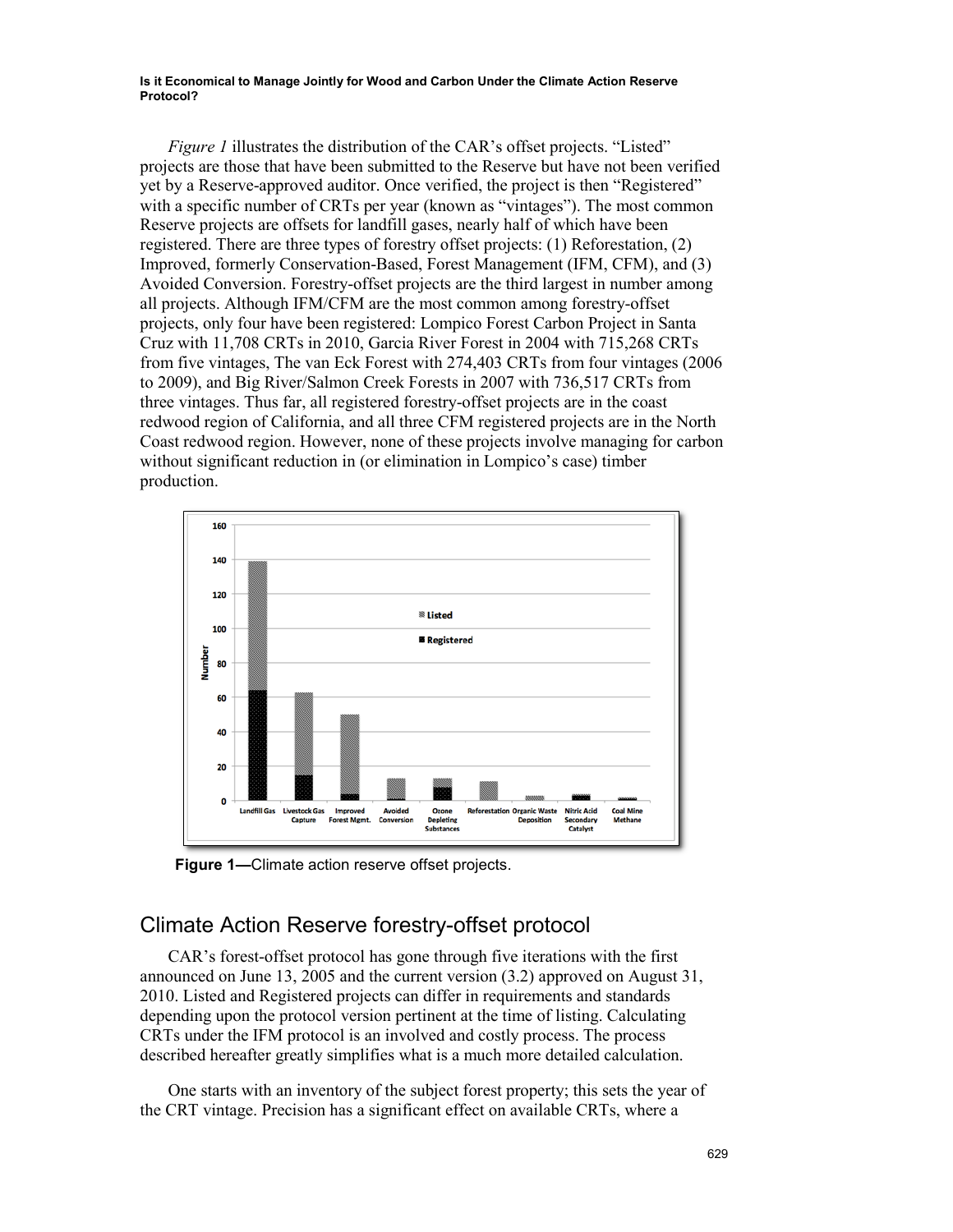*Figure 1* illustrates the distribution of the CAR's offset projects. "Listed" projects are those that have been submitted to the Reserve but have not been verified yet by a Reserve-approved auditor. Once verified, the project is then "Registered" with a specific number of CRTs per year (known as "vintages"). The most common Reserve projects are offsets for landfill gases, nearly half of which have been registered. There are three types of forestry offset projects: (1) Reforestation, (2) Improved, formerly Conservation-Based, Forest Management (IFM, CFM), and (3) Avoided Conversion. Forestry-offset projects are the third largest in number among all projects. Although IFM/CFM are the most common among forestry-offset projects, only four have been registered: Lompico Forest Carbon Project in Santa Cruz with 11,708 CRTs in 2010, Garcia River Forest in 2004 with 715,268 CRTs from five vintages, The van Eck Forest with 274,403 CRTs from four vintages (2006 to 2009), and Big River/Salmon Creek Forests in 2007 with 736,517 CRTs from three vintages. Thus far, all registered forestry-offset projects are in the coast redwood region of California, and all three CFM registered projects are in the North Coast redwood region. However, none of these projects involve managing for carbon without significant reduction in (or elimination in Lompico's case) timber production.

**Figure 1—**Climate action reserve offset projects.

## Climate Action Reserve forestry-offset protocol

CAR's forest-offset protocol has gone through five iterations with the first announced on June 13, 2005 and the current version (3.2) approved on August 31, 2010. Listed and Registered projects can differ in requirements and standards depending upon the protocol version pertinent at the time of listing. Calculating CRTs under the IFM protocol is an involved and costly process. The process described hereafter greatly simplifies what is a much more detailed calculation.

One starts with an inventory of the subject forest property; this sets the year of the CRT vintage. Precision has a significant effect on available CRTs, where a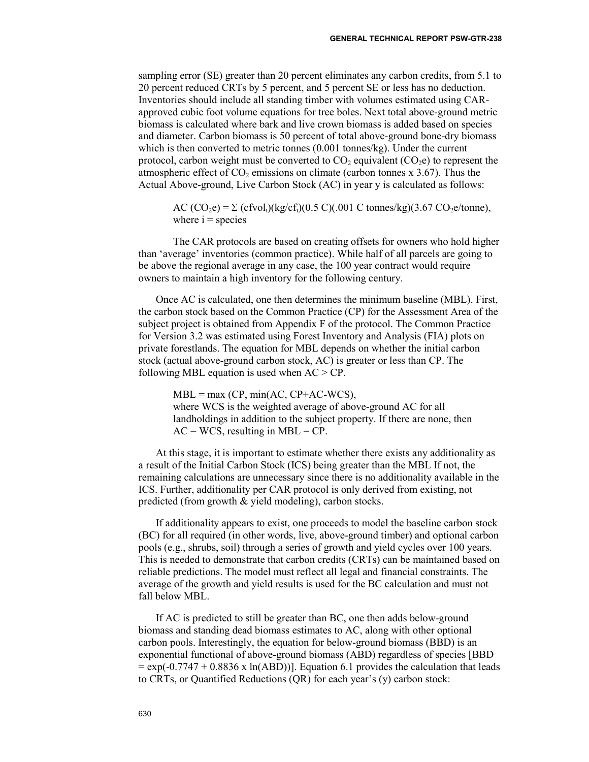sampling error (SE) greater than 20 percent eliminates any carbon credits, from 5.1 to 20 percent reduced CRTs by 5 percent, and 5 percent SE or less has no deduction. Inventories should include all standing timber with volumes estimated using CAR-approved cubic foot volume equations for tree boles. Next total above-ground metric biomass is calculated where bark and live crown biomass is added based on species and diameter. Carbon biomass is 50 percent of total above-ground bone-dry biomass which is then converted to metric tonnes (0.001 tonnes/kg). Under the current protocol, carbon weight must be converted to $CO_2$ equivalent ($CO_2e$) to represent the atmospheric effect of $CO_2$ emissions on climate (carbon tonnes x 3.67). Thus the Actual Above-ground, Live Carbon Stock (AC) in year y is calculated as follows:

$$AC\ (CO_2e) = \Sigma\ (cfvol_i)(kg/cf_i)(0.5\ C)(.001\ C\ tonnes/kg)(3.67\ CO_2e/tonne),$$

where i = species

The CAR protocols are based on creating offsets for owners who hold higher than 'average' inventories (common practice). While half of all parcels are going to be above the regional average in any case, the 100 year contract would require owners to maintain a high inventory for the following century.

Once AC is calculated, one then determines the minimum baseline (MBL). First, the carbon stock based on the Common Practice (CP) for the Assessment Area of the subject project is obtained from Appendix F of the protocol. The Common Practice for Version 3.2 was estimated using Forest Inventory and Analysis (FIA) plots on private forestlands. The equation for MBL depends on whether the initial carbon stock (actual above-ground carbon stock, AC) is greater or less than CP. The following MBL equation is used when AC > CP.

$$MBL = \max\ (CP,\ \min(AC,\ CP+AC-WCS),$$

where WCS is the weighted average of above-ground AC for all landholdings in addition to the subject property. If there are none, then AC = WCS, resulting in MBL = CP.

At this stage, it is important to estimate whether there exists any additionality as a result of the Initial Carbon Stock (ICS) being greater than the MBL If not, the remaining calculations are unnecessary since there is no additionality available in the ICS. Further, additionality per CAR protocol is only derived from existing, not predicted (from growth & yield modeling), carbon stocks.

If additionality appears to exist, one proceeds to model the baseline carbon stock (BC) for all required (in other words, live, above-ground timber) and optional carbon pools (e.g., shrubs, soil) through a series of growth and yield cycles over 100 years. This is needed to demonstrate that carbon credits (CRTs) can be maintained based on reliable predictions. The model must reflect all legal and financial constraints. The average of the growth and yield results is used for the BC calculation and must not fall below MBL.

If AC is predicted to still be greater than BC, one then adds below-ground biomass and standing dead biomass estimates to AC, along with other optional carbon pools. Interestingly, the equation for below-ground biomass (BBD) is an exponential functional of above-ground biomass (ABD) regardless of species [$BBD = \exp(-0.7747 + 0.8836 \times \ln(ABD))$]. Equation 6.1 provides the calculation that leads to CRTs, or Quantified Reductions (QR) for each year's (y) carbon stock: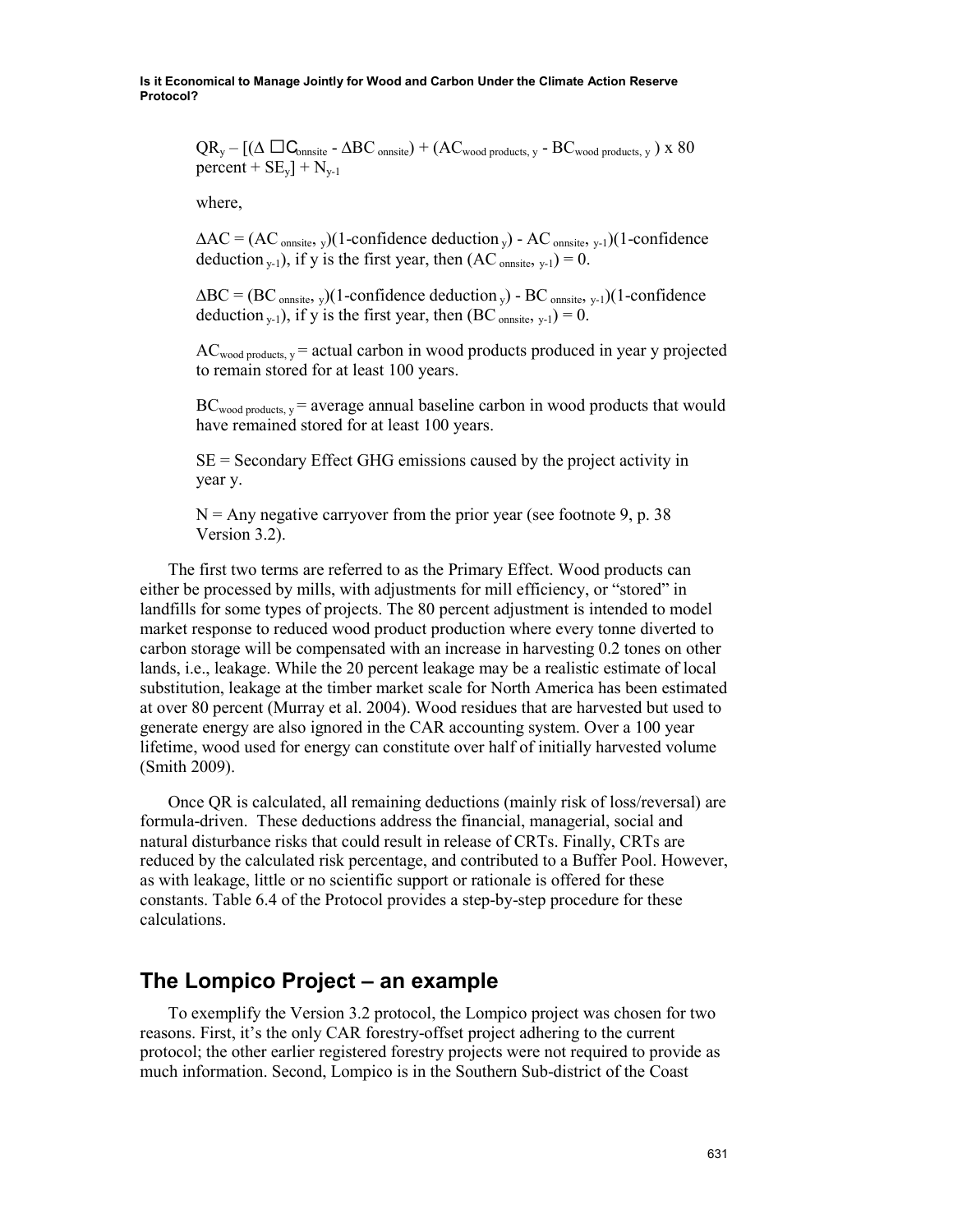$QR_y - [(\Delta \square C_{onnsite} - \Delta BC_{onnsite}) + (AC_{wood\ products,\ y} - BC_{wood\ products,\ y}) \times 80$ percent $+ SE_y] + N_{y-1}$

where,

$\Delta AC = (AC_{onnsite,\ y})(1\text{-confidence deduction}_y) - AC_{onnsite,\ y-1})(1\text{-confidence deduction}_{y-1})$, if y is the first year, then $(AC_{onnsite,\ y-1}) = 0$.

$\Delta BC = (BC_{onnsite,\ y})(1\text{-confidence deduction}_y) - BC_{onnsite,\ y-1})(1\text{-confidence deduction}_{y-1})$, if y is the first year, then $(BC_{onnsite,\ y-1}) = 0$.

$AC_{wood\ products,\ y}$ = actual carbon in wood products produced in year y projected to remain stored for at least 100 years.

$BC_{wood\ products,\ y}$ = average annual baseline carbon in wood products that would have remained stored for at least 100 years.

SE = Secondary Effect GHG emissions caused by the project activity in year y.

N = Any negative carryover from the prior year (see footnote 9, p. 38 Version 3.2).

The first two terms are referred to as the Primary Effect. Wood products can either be processed by mills, with adjustments for mill efficiency, or "stored" in landfills for some types of projects. The 80 percent adjustment is intended to model market response to reduced wood product production where every tonne diverted to carbon storage will be compensated with an increase in harvesting 0.2 tones on other lands, i.e., leakage. While the 20 percent leakage may be a realistic estimate of local substitution, leakage at the timber market scale for North America has been estimated at over 80 percent (Murray et al. 2004). Wood residues that are harvested but used to generate energy are also ignored in the CAR accounting system. Over a 100 year lifetime, wood used for energy can constitute over half of initially harvested volume (Smith 2009).

Once QR is calculated, all remaining deductions (mainly risk of loss/reversal) are formula-driven. These deductions address the financial, managerial, social and natural disturbance risks that could result in release of CRTs. Finally, CRTs are reduced by the calculated risk percentage, and contributed to a Buffer Pool. However, as with leakage, little or no scientific support or rationale is offered for these constants. Table 6.4 of the Protocol provides a step-by-step procedure for these calculations.

## The Lompico Project – an example

To exemplify the Version 3.2 protocol, the Lompico project was chosen for two reasons. First, it's the only CAR forestry-offset project adhering to the current protocol; the other earlier registered forestry projects were not required to provide as much information. Second, Lompico is in the Southern Sub-district of the Coast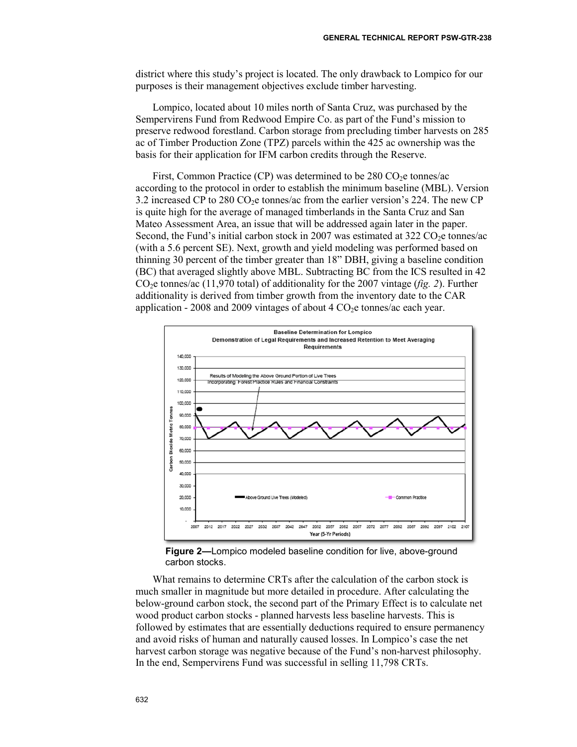district where this study's project is located. The only drawback to Lompico for our purposes is their management objectives exclude timber harvesting.

Lompico, located about 10 miles north of Santa Cruz, was purchased by the Sempervirens Fund from Redwood Empire Co. as part of the Fund's mission to preserve redwood forestland. Carbon storage from precluding timber harvests on 285 ac of Timber Production Zone (TPZ) parcels within the 425 ac ownership was the basis for their application for IFM carbon credits through the Reserve.

First, Common Practice (CP) was determined to be 280 $CO_2$e tonnes/ac according to the protocol in order to establish the minimum baseline (MBL). Version 3.2 increased CP to 280 $CO_2$e tonnes/ac from the earlier version's 224. The new CP is quite high for the average of managed timberlands in the Santa Cruz and San Mateo Assessment Area, an issue that will be addressed again later in the paper. Second, the Fund's initial carbon stock in 2007 was estimated at 322 $CO_2$e tonnes/ac (with a 5.6 percent SE). Next, growth and yield modeling was performed based on thinning 30 percent of the timber greater than 18" DBH, giving a baseline condition (BC) that averaged slightly above MBL. Subtracting BC from the ICS resulted in 42 $CO_2$e tonnes/ac (11,970 total) of additionality for the 2007 vintage (*fig. 2*). Further additionality is derived from timber growth from the inventory date to the CAR application - 2008 and 2009 vintages of about 4 $CO_2$e tonnes/ac each year.

**Figure 2—**Lompico modeled baseline condition for live, above-ground carbon stocks.

What remains to determine CRTs after the calculation of the carbon stock is much smaller in magnitude but more detailed in procedure. After calculating the below-ground carbon stock, the second part of the Primary Effect is to calculate net wood product carbon stocks - planned harvests less baseline harvests. This is followed by estimates that are essentially deductions required to ensure permanency and avoid risks of human and naturally caused losses. In Lompico's case the net harvest carbon storage was negative because of the Fund's non-harvest philosophy. In the end, Sempervirens Fund was successful in selling 11,798 CRTs.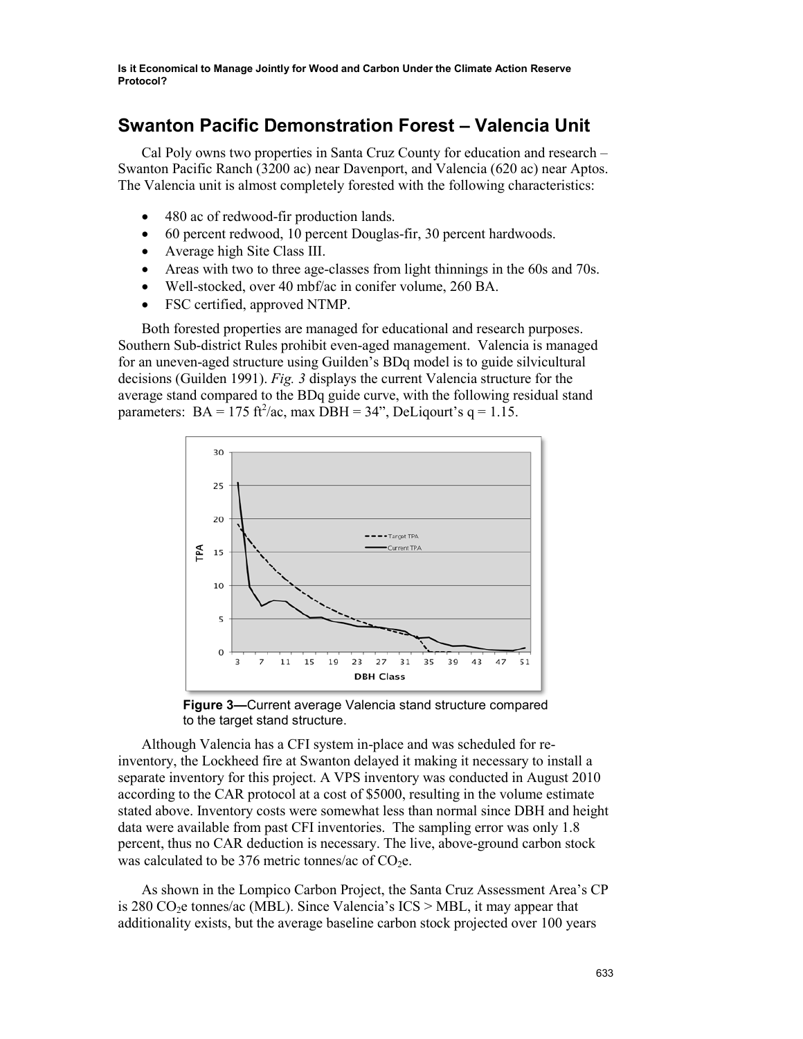## Swanton Pacific Demonstration Forest – Valencia Unit

Cal Poly owns two properties in Santa Cruz County for education and research – Swanton Pacific Ranch (3200 ac) near Davenport, and Valencia (620 ac) near Aptos. The Valencia unit is almost completely forested with the following characteristics:

- 480 ac of redwood-fir production lands.
- 60 percent redwood, 10 percent Douglas-fir, 30 percent hardwoods.
- Average high Site Class III.
- Areas with two to three age-classes from light thinnings in the 60s and 70s.
- Well-stocked, over 40 mbf/ac in conifer volume, 260 BA.
- FSC certified, approved NTMP.

Both forested properties are managed for educational and research purposes. Southern Sub-district Rules prohibit even-aged management. Valencia is managed for an uneven-aged structure using Guilden's BDq model is to guide silvicultural decisions (Guilden 1991). *Fig. 3* displays the current Valencia structure for the average stand compared to the BDq guide curve, with the following residual stand parameters: BA = 175 $ft^2$/ac, max DBH = 34", DeLiqourt's q = 1.15.

**Figure 3—**Current average Valencia stand structure compared to the target stand structure.

Although Valencia has a CFI system in-place and was scheduled for re-inventory, the Lockheed fire at Swanton delayed it making it necessary to install a separate inventory for this project. A VPS inventory was conducted in August 2010 according to the CAR protocol at a cost of $5000, resulting in the volume estimate stated above. Inventory costs were somewhat less than normal since DBH and height data were available from past CFI inventories. The sampling error was only 1.8 percent, thus no CAR deduction is necessary. The live, above-ground carbon stock was calculated to be 376 metric tonnes/ac of $CO_2$e.

As shown in the Lompico Carbon Project, the Santa Cruz Assessment Area's CP is 280 $CO_2$e tonnes/ac (MBL). Since Valencia's ICS > MBL, it may appear that additionality exists, but the average baseline carbon stock projected over 100 years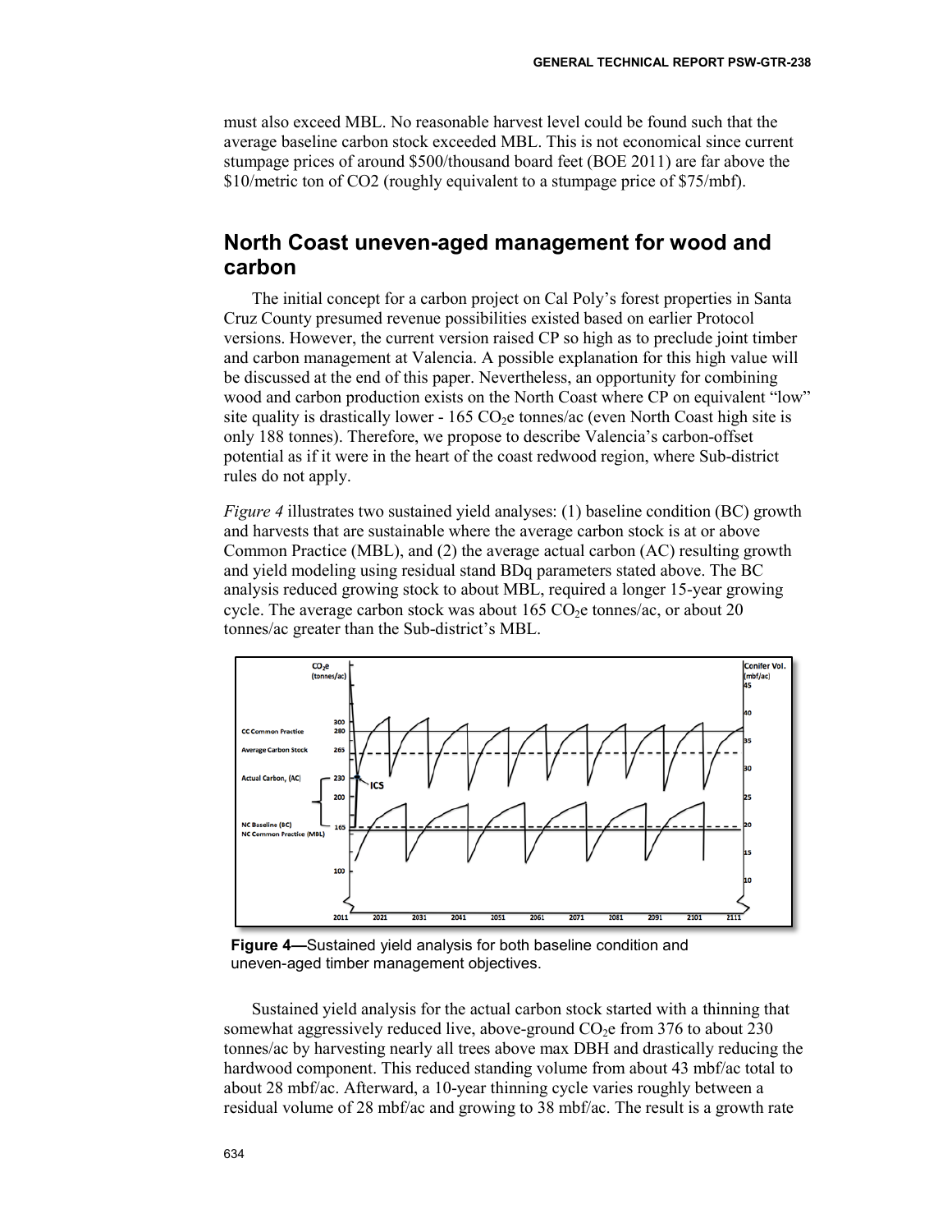must also exceed MBL. No reasonable harvest level could be found such that the average baseline carbon stock exceeded MBL. This is not economical since current stumpage prices of around \$500/thousand board feet (BOE 2011) are far above the \$10/metric ton of $CO2$ (roughly equivalent to a stumpage price of \$75/mbf).

## North Coast uneven-aged management for wood and carbon

The initial concept for a carbon project on Cal Poly's forest properties in Santa Cruz County presumed revenue possibilities existed based on earlier Protocol versions. However, the current version raised CP so high as to preclude joint timber and carbon management at Valencia. A possible explanation for this high value will be discussed at the end of this paper. Nevertheless, an opportunity for combining wood and carbon production exists on the North Coast where CP on equivalent "low" site quality is drastically lower - 165 $CO_2$e tonnes/ac (even North Coast high site is only 188 tonnes). Therefore, we propose to describe Valencia's carbon-offset potential as if it were in the heart of the coast redwood region, where Sub-district rules do not apply.

*Figure 4* illustrates two sustained yield analyses: (1) baseline condition (BC) growth and harvests that are sustainable where the average carbon stock is at or above Common Practice (MBL), and (2) the average actual carbon (AC) resulting growth and yield modeling using residual stand BDq parameters stated above. The BC analysis reduced growing stock to about MBL, required a longer 15-year growing cycle. The average carbon stock was about 165 $CO_2$e tonnes/ac, or about 20 tonnes/ac greater than the Sub-district's MBL.

**Figure 4—**Sustained yield analysis for both baseline condition and uneven-aged timber management objectives.

Sustained yield analysis for the actual carbon stock started with a thinning that somewhat aggressively reduced live, above-ground $CO_2$e from 376 to about 230 tonnes/ac by harvesting nearly all trees above max DBH and drastically reducing the hardwood component. This reduced standing volume from about 43 mbf/ac total to about 28 mbf/ac. Afterward, a 10-year thinning cycle varies roughly between a residual volume of 28 mbf/ac and growing to 38 mbf/ac. The result is a growth rate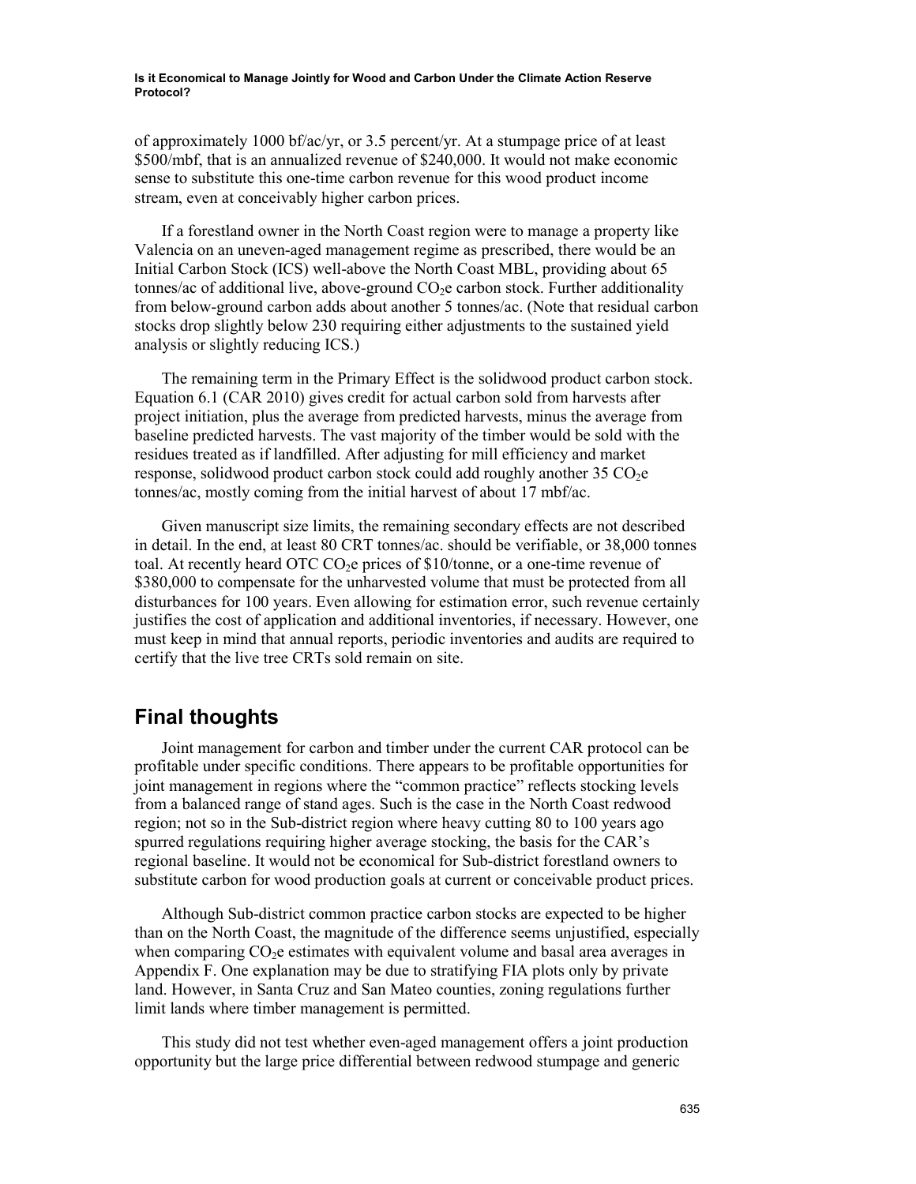of approximately 1000 bf/ac/yr, or 3.5 percent/yr. At a stumpage price of at least \$500/mbf, that is an annualized revenue of \$240,000. It would not make economic sense to substitute this one-time carbon revenue for this wood product income stream, even at conceivably higher carbon prices.

If a forestland owner in the North Coast region were to manage a property like Valencia on an uneven-aged management regime as prescribed, there would be an Initial Carbon Stock (ICS) well-above the North Coast MBL, providing about 65 tonnes/ac of additional live, above-ground $CO_2e$ carbon stock. Further additionality from below-ground carbon adds about another 5 tonnes/ac. (Note that residual carbon stocks drop slightly below 230 requiring either adjustments to the sustained yield analysis or slightly reducing ICS.)

The remaining term in the Primary Effect is the solidwood product carbon stock. Equation 6.1 (CAR 2010) gives credit for actual carbon sold from harvests after project initiation, plus the average from predicted harvests, minus the average from baseline predicted harvests. The vast majority of the timber would be sold with the residues treated as if landfilled. After adjusting for mill efficiency and market response, solidwood product carbon stock could add roughly another 35 $CO_2e$ tonnes/ac, mostly coming from the initial harvest of about 17 mbf/ac.

Given manuscript size limits, the remaining secondary effects are not described in detail. In the end, at least 80 CRT tonnes/ac. should be verifiable, or 38,000 tonnes toal. At recently heard OTC $CO_2e$ prices of \$10/tonne, or a one-time revenue of \$380,000 to compensate for the unharvested volume that must be protected from all disturbances for 100 years. Even allowing for estimation error, such revenue certainly justifies the cost of application and additional inventories, if necessary. However, one must keep in mind that annual reports, periodic inventories and audits are required to certify that the live tree CRTs sold remain on site.

## Final thoughts

Joint management for carbon and timber under the current CAR protocol can be profitable under specific conditions. There appears to be profitable opportunities for joint management in regions where the "common practice" reflects stocking levels from a balanced range of stand ages. Such is the case in the North Coast redwood region; not so in the Sub-district region where heavy cutting 80 to 100 years ago spurred regulations requiring higher average stocking, the basis for the CAR's regional baseline. It would not be economical for Sub-district forestland owners to substitute carbon for wood production goals at current or conceivable product prices.

Although Sub-district common practice carbon stocks are expected to be higher than on the North Coast, the magnitude of the difference seems unjustified, especially when comparing $CO_2e$ estimates with equivalent volume and basal area averages in Appendix F. One explanation may be due to stratifying FIA plots only by private land. However, in Santa Cruz and San Mateo counties, zoning regulations further limit lands where timber management is permitted.

This study did not test whether even-aged management offers a joint production opportunity but the large price differential between redwood stumpage and generic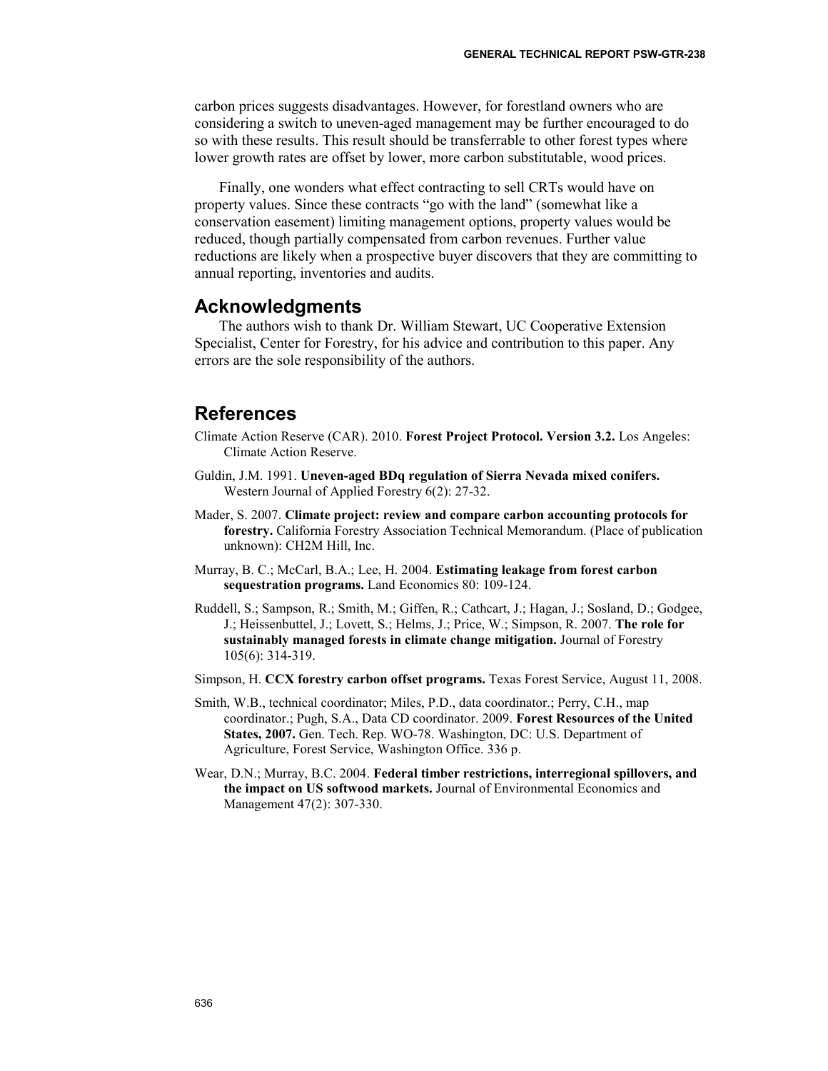carbon prices suggests disadvantages. However, for forestland owners who are considering a switch to uneven-aged management may be further encouraged to do so with these results. This result should be transferrable to other forest types where lower growth rates are offset by lower, more carbon substitutable, wood prices.

Finally, one wonders what effect contracting to sell CRTs would have on property values. Since these contracts "go with the land" (somewhat like a conservation easement) limiting management options, property values would be reduced, though partially compensated from carbon revenues. Further value reductions are likely when a prospective buyer discovers that they are committing to annual reporting, inventories and audits.

## Acknowledgments

The authors wish to thank Dr. William Stewart, UC Cooperative Extension Specialist, Center for Forestry, for his advice and contribution to this paper. Any errors are the sole responsibility of the authors.

## References

Climate Action Reserve (CAR). 2010. **Forest Project Protocol. Version 3.2.** Los Angeles: Climate Action Reserve.

Guldin, J.M. 1991. **Uneven-aged BDq regulation of Sierra Nevada mixed conifers.** Western Journal of Applied Forestry 6(2): 27-32.

Mader, S. 2007. **Climate project: review and compare carbon accounting protocols for forestry.** California Forestry Association Technical Memorandum. (Place of publication unknown): CH2M Hill, Inc.

Murray, B. C.; McCarl, B.A.; Lee, H. 2004. **Estimating leakage from forest carbon sequestration programs.** Land Economics 80: 109-124.

Ruddell, S.; Sampson, R.; Smith, M.; Giffen, R.; Cathcart, J.; Hagan, J.; Sosland, D.; Godgee, J.; Heissenbuttel, J.; Lovett, S.; Helms, J.; Price, W.; Simpson, R. 2007. **The role for sustainably managed forests in climate change mitigation.** Journal of Forestry 105(6): 314-319.

Simpson, H. **CCX forestry carbon offset programs.** Texas Forest Service, August 11, 2008.

Smith, W.B., technical coordinator; Miles, P.D., data coordinator.; Perry, C.H., map coordinator.; Pugh, S.A., Data CD coordinator. 2009. **Forest Resources of the United States, 2007.** Gen. Tech. Rep. WO-78. Washington, DC: U.S. Department of Agriculture, Forest Service, Washington Office. 336 p.

Wear, D.N.; Murray, B.C. 2004. **Federal timber restrictions, interregional spillovers, and the impact on US softwood markets.** Journal of Environmental Economics and Management 47(2): 307-330.